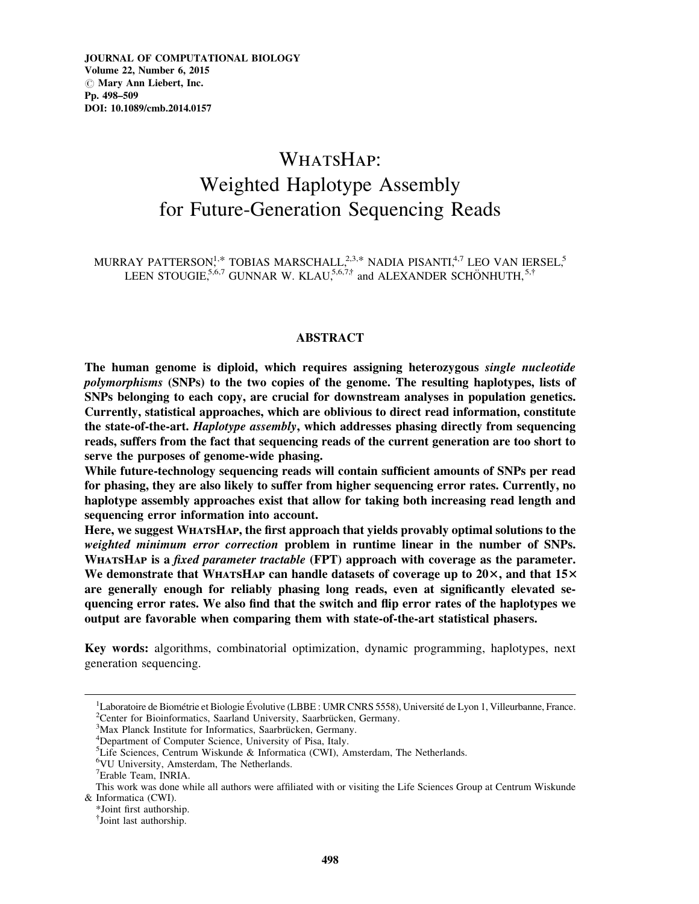# WhatsHap: Weighted Haplotype Assembly for Future-Generation Sequencing Reads

MURRAY PATTERSON,[1,*] TOBIAS MARSCHALL,[2,3,*] NADIA PISANTI,[4,7] LEO VAN IERSEL,[5] LEEN STOUGIE,[5,6,7] GUNNAR W. KLAU,[5,6,7,†] and ALEXANDER SCHÖNHUTH,[5,†]

## ABSTRACT

**The human genome is diploid, which requires assigning heterozygous *single nucleotide polymorphisms* (SNPs) to the two copies of the genome. The resulting haplotypes, lists of SNPs belonging to each copy, are crucial for downstream analyses in population genetics. Currently, statistical approaches, which are oblivious to direct read information, constitute the state-of-the-art. *Haplotype assembly*, which addresses phasing directly from sequencing reads, suffers from the fact that sequencing reads of the current generation are too short to serve the purposes of genome-wide phasing.**

**While future-technology sequencing reads will contain sufficient amounts of SNPs per read for phasing, they are also likely to suffer from higher sequencing error rates. Currently, no haplotype assembly approaches exist that allow for taking both increasing read length and sequencing error information into account.**

**Here, we suggest WhatsHap, the first approach that yields provably optimal solutions to the *weighted minimum error correction* problem in runtime linear in the number of SNPs. WhatsHap is a *fixed parameter tractable* (FPT) approach with coverage as the parameter. We demonstrate that WhatsHap can handle datasets of coverage up to 20×, and that 15× are generally enough for reliably phasing long reads, even at significantly elevated sequencing error rates. We also find that the switch and flip error rates of the haplotypes we output are favorable when comparing them with state-of-the-art statistical phasers.**

**Key words:** algorithms, combinatorial optimization, dynamic programming, haplotypes, next generation sequencing.

---

[1]Laboratoire de Biométrie et Biologie Évolutive (LBBE : UMR CNRS 5558), Université de Lyon 1, Villeurbanne, France.
[2]Center for Bioinformatics, Saarland University, Saarbrücken, Germany.
[3]Max Planck Institute for Informatics, Saarbrücken, Germany.
[4]Department of Computer Science, University of Pisa, Italy.
[5]Life Sciences, Centrum Wiskunde & Informatica (CWI), Amsterdam, The Netherlands.
[6]VU University, Amsterdam, The Netherlands.
[7]Erable Team, INRIA.

This work was done while all authors were affiliated with or visiting the Life Sciences Group at Centrum Wiskunde & Informatica (CWI).

*Joint first authorship.

†Joint last authorship.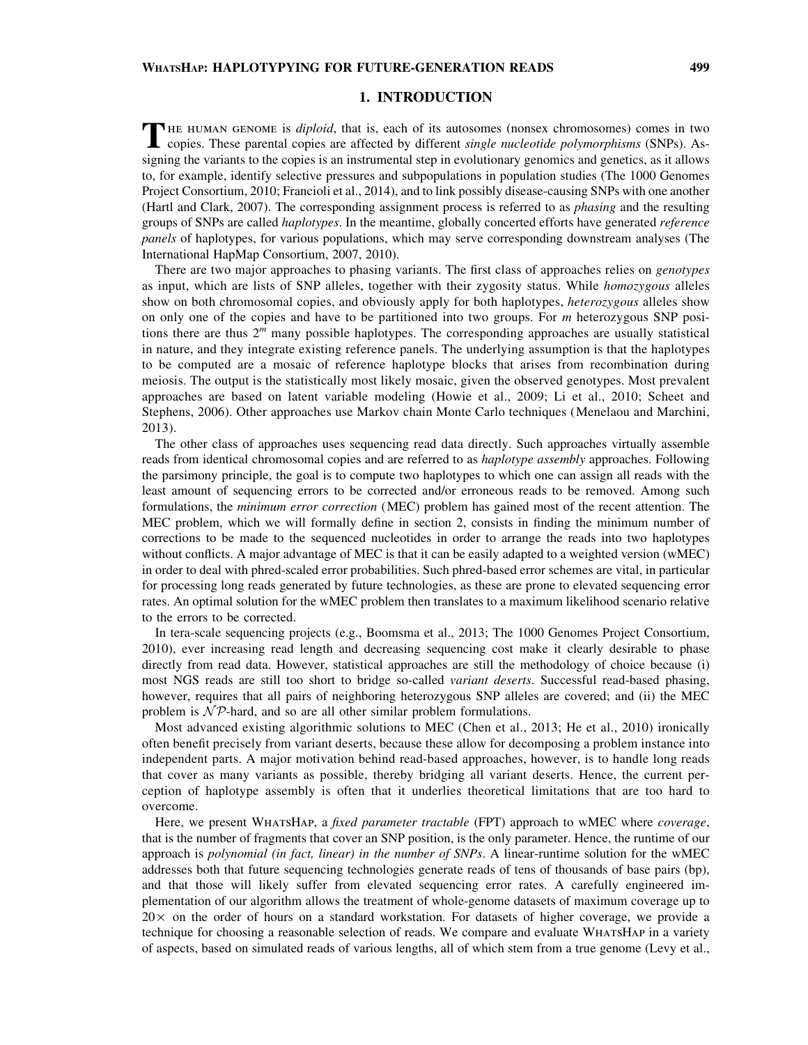## 1. INTRODUCTION

The human genome is *diploid*, that is, each of its autosomes (nonsex chromosomes) comes in two copies. These parental copies are affected by different *single nucleotide polymorphisms* (SNPs). Assigning the variants to the copies is an instrumental step in evolutionary genomics and genetics, as it allows to, for example, identify selective pressures and subpopulations in population studies (The 1000 Genomes Project Consortium, 2010; Francioli et al., 2014), and to link possibly disease-causing SNPs with one another (Hartl and Clark, 2007). The corresponding assignment process is referred to as *phasing* and the resulting groups of SNPs are called *haplotypes*. In the meantime, globally concerted efforts have generated *reference panels* of haplotypes, for various populations, which may serve corresponding downstream analyses (The International HapMap Consortium, 2007, 2010).

There are two major approaches to phasing variants. The first class of approaches relies on *genotypes* as input, which are lists of SNP alleles, together with their zygosity status. While *homozygous* alleles show on both chromosomal copies, and obviously apply for both haplotypes, *heterozygous* alleles show on only one of the copies and have to be partitioned into two groups. For $m$ heterozygous SNP positions there are thus $2^m$ many possible haplotypes. The corresponding approaches are usually statistical in nature, and they integrate existing reference panels. The underlying assumption is that the haplotypes to be computed are a mosaic of reference haplotype blocks that arises from recombination during meiosis. The output is the statistically most likely mosaic, given the observed genotypes. Most prevalent approaches are based on latent variable modeling (Howie et al., 2009; Li et al., 2010; Scheet and Stephens, 2006). Other approaches use Markov chain Monte Carlo techniques (Menelaou and Marchini, 2013).

The other class of approaches uses sequencing read data directly. Such approaches virtually assemble reads from identical chromosomal copies and are referred to as *haplotype assembly* approaches. Following the parsimony principle, the goal is to compute two haplotypes to which one can assign all reads with the least amount of sequencing errors to be corrected and/or erroneous reads to be removed. Among such formulations, the *minimum error correction* (MEC) problem has gained most of the recent attention. The MEC problem, which we will formally define in section 2, consists in finding the minimum number of corrections to be made to the sequenced nucleotides in order to arrange the reads into two haplotypes without conflicts. A major advantage of MEC is that it can be easily adapted to a weighted version (wMEC) in order to deal with phred-scaled error probabilities. Such phred-based error schemes are vital, in particular for processing long reads generated by future technologies, as these are prone to elevated sequencing error rates. An optimal solution for the wMEC problem then translates to a maximum likelihood scenario relative to the errors to be corrected.

In tera-scale sequencing projects (e.g., Boomsma et al., 2013; The 1000 Genomes Project Consortium, 2010), ever increasing read length and decreasing sequencing cost make it clearly desirable to phase directly from read data. However, statistical approaches are still the methodology of choice because (i) most NGS reads are still too short to bridge so-called *variant deserts*. Successful read-based phasing, however, requires that all pairs of neighboring heterozygous SNP alleles are covered; and (ii) the MEC problem is $\mathcal{NP}$-hard, and so are all other similar problem formulations.

Most advanced existing algorithmic solutions to MEC (Chen et al., 2013; He et al., 2010) ironically often benefit precisely from variant deserts, because these allow for decomposing a problem instance into independent parts. A major motivation behind read-based approaches, however, is to handle long reads that cover as many variants as possible, thereby bridging all variant deserts. Hence, the current perception of haplotype assembly is often that it underlies theoretical limitations that are too hard to overcome.

Here, we present WhatsHap, a *fixed parameter tractable* (FPT) approach to wMEC where *coverage*, that is the number of fragments that cover an SNP position, is the only parameter. Hence, the runtime of our approach is *polynomial (in fact, linear) in the number of SNPs*. A linear-runtime solution for the wMEC addresses both that future sequencing technologies generate reads of tens of thousands of base pairs (bp), and that those will likely suffer from elevated sequencing error rates. A carefully engineered implementation of our algorithm allows the treatment of whole-genome datasets of maximum coverage up to $20\times$ on the order of hours on a standard workstation. For datasets of higher coverage, we provide a technique for choosing a reasonable selection of reads. We compare and evaluate WhatsHap in a variety of aspects, based on simulated reads of various lengths, all of which stem from a true genome (Levy et al.,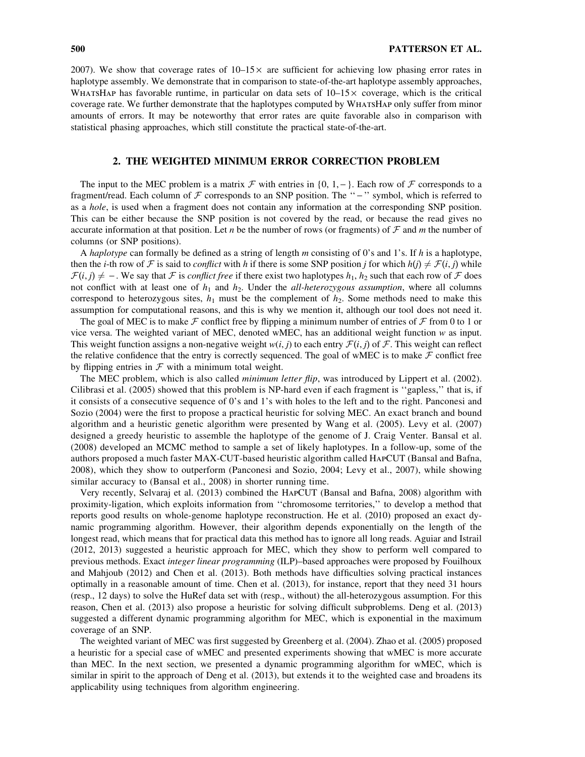2007). We show that coverage rates of 10–15× are sufficient for achieving low phasing error rates in haplotype assembly. We demonstrate that in comparison to state-of-the-art haplotype assembly approaches, WhatsHap has favorable runtime, in particular on data sets of 10–15× coverage, which is the critical coverage rate. We further demonstrate that the haplotypes computed by WhatsHap only suffer from minor amounts of errors. It may be noteworthy that error rates are quite favorable also in comparison with statistical phasing approaches, which still constitute the practical state-of-the-art.

## 2. THE WEIGHTED MINIMUM ERROR CORRECTION PROBLEM

The input to the MEC problem is a matrix $\mathcal{F}$ with entries in $\{0, 1, -\}$. Each row of $\mathcal{F}$ corresponds to a fragment/read. Each column of $\mathcal{F}$ corresponds to an SNP position. The ''$-$'' symbol, which is referred to as a *hole*, is used when a fragment does not contain any information at the corresponding SNP position. This can be either because the SNP position is not covered by the read, or because the read gives no accurate information at that position. Let $n$ be the number of rows (or fragments) of $\mathcal{F}$ and $m$ the number of columns (or SNP positions).

A *haplotype* can formally be defined as a string of length $m$ consisting of 0's and 1's. If $h$ is a haplotype, then the $i$-th row of $\mathcal{F}$ is said to *conflict* with $h$ if there is some SNP position $j$ for which $h(j) \neq \mathcal{F}(i, j)$ while $\mathcal{F}(i, j) \neq -$. We say that $\mathcal{F}$ is *conflict free* if there exist two haplotypes $h_1$, $h_2$ such that each row of $\mathcal{F}$ does not conflict with at least one of $h_1$ and $h_2$. Under the *all-heterozygous assumption*, where all columns correspond to heterozygous sites, $h_1$ must be the complement of $h_2$. Some methods need to make this assumption for computational reasons, and this is why we mention it, although our tool does not need it.

The goal of MEC is to make $\mathcal{F}$ conflict free by flipping a minimum number of entries of $\mathcal{F}$ from 0 to 1 or vice versa. The weighted variant of MEC, denoted wMEC, has an additional weight function $w$ as input. This weight function assigns a non-negative weight $w(i, j)$ to each entry $\mathcal{F}(i, j)$ of $\mathcal{F}$. This weight can reflect the relative confidence that the entry is correctly sequenced. The goal of wMEC is to make $\mathcal{F}$ conflict free by flipping entries in $\mathcal{F}$ with a minimum total weight.

The MEC problem, which is also called *minimum letter flip*, was introduced by Lippert et al. (2002). Cilibrasi et al. (2005) showed that this problem is NP-hard even if each fragment is ''gapless,'' that is, if it consists of a consecutive sequence of 0's and 1's with holes to the left and to the right. Panconesi and Sozio (2004) were the first to propose a practical heuristic for solving MEC. An exact branch and bound algorithm and a heuristic genetic algorithm were presented by Wang et al. (2005). Levy et al. (2007) designed a greedy heuristic to assemble the haplotype of the genome of J. Craig Venter. Bansal et al. (2008) developed an MCMC method to sample a set of likely haplotypes. In a follow-up, some of the authors proposed a much faster MAX-CUT-based heuristic algorithm called HapCUT (Bansal and Bafna, 2008), which they show to outperform (Panconesi and Sozio, 2004; Levy et al., 2007), while showing similar accuracy to (Bansal et al., 2008) in shorter running time.

Very recently, Selvaraj et al. (2013) combined the HapCUT (Bansal and Bafna, 2008) algorithm with proximity-ligation, which exploits information from ''chromosome territories,'' to develop a method that reports good results on whole-genome haplotype reconstruction. He et al. (2010) proposed an exact dynamic programming algorithm. However, their algorithm depends exponentially on the length of the longest read, which means that for practical data this method has to ignore all long reads. Aguiar and Istrail (2012, 2013) suggested a heuristic approach for MEC, which they show to perform well compared to previous methods. Exact *integer linear programming* (ILP)–based approaches were proposed by Fouilhoux and Mahjoub (2012) and Chen et al. (2013). Both methods have difficulties solving practical instances optimally in a reasonable amount of time. Chen et al. (2013), for instance, report that they need 31 hours (resp., 12 days) to solve the HuRef data set with (resp., without) the all-heterozygous assumption. For this reason, Chen et al. (2013) also propose a heuristic for solving difficult subproblems. Deng et al. (2013) suggested a different dynamic programming algorithm for MEC, which is exponential in the maximum coverage of an SNP.

The weighted variant of MEC was first suggested by Greenberg et al. (2004). Zhao et al. (2005) proposed a heuristic for a special case of wMEC and presented experiments showing that wMEC is more accurate than MEC. In the next section, we presented a dynamic programming algorithm for wMEC, which is similar in spirit to the approach of Deng et al. (2013), but extends it to the weighted case and broadens its applicability using techniques from algorithm engineering.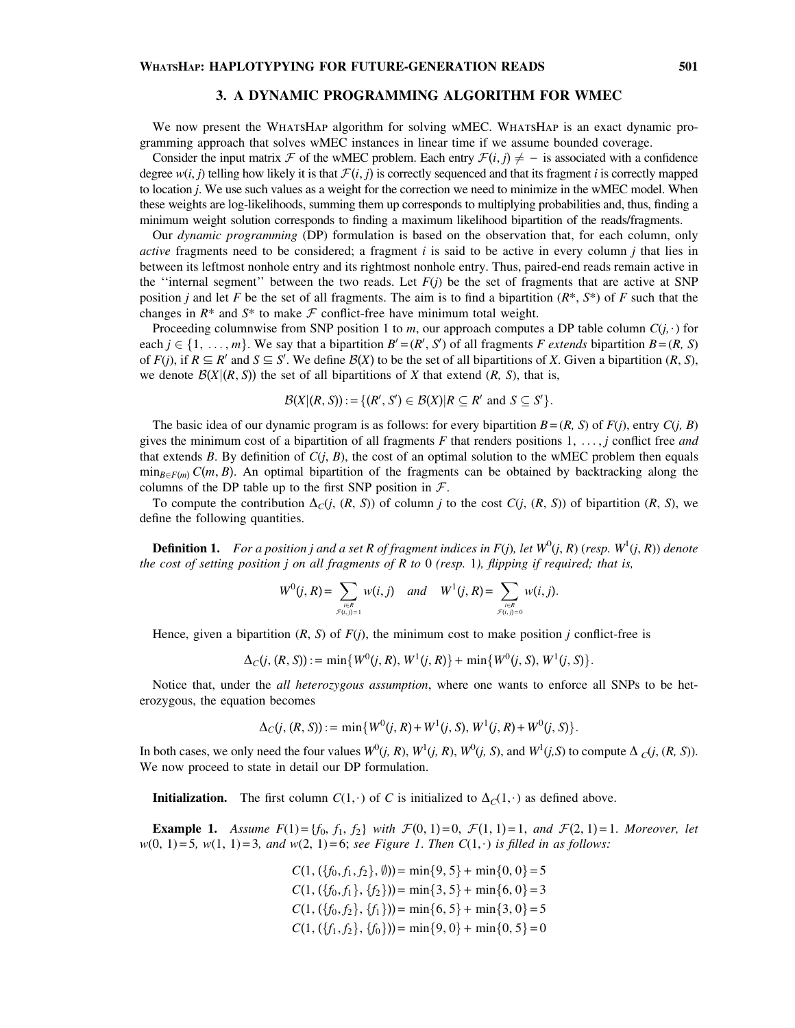## 3. A DYNAMIC PROGRAMMING ALGORITHM FOR WMEC

We now present the WhatsHap algorithm for solving wMEC. WhatsHap is an exact dynamic programming approach that solves wMEC instances in linear time if we assume bounded coverage.

Consider the input matrix $\mathcal{F}$ of the wMEC problem. Each entry $\mathcal{F}(i, j) \neq -$ is associated with a confidence degree $w(i, j)$ telling how likely it is that $\mathcal{F}(i, j)$ is correctly sequenced and that its fragment $i$ is correctly mapped to location $j$. We use such values as a weight for the correction we need to minimize in the wMEC model. When these weights are log-likelihoods, summing them up corresponds to multiplying probabilities and, thus, finding a minimum weight solution corresponds to finding a maximum likelihood bipartition of the reads/fragments.

Our *dynamic programming* (DP) formulation is based on the observation that, for each column, only *active* fragments need to be considered; a fragment $i$ is said to be active in every column $j$ that lies in between its leftmost nonhole entry and its rightmost nonhole entry. Thus, paired-end reads remain active in the ''internal segment'' between the two reads. Let $F(j)$ be the set of fragments that are active at SNP position $j$ and let $F$ be the set of all fragments. The aim is to find a bipartition $(R^*, S^*)$ of $F$ such that the changes in $R^*$ and $S^*$ to make $\mathcal{F}$ conflict-free have minimum total weight.

Proceeding columnwise from SNP position 1 to $m$, our approach computes a DP table column $C(j, \cdot)$ for each $j \in \{1, \ldots, m\}$. We say that a bipartition $B' = (R', S')$ of all fragments $F$ *extends* bipartition $B = (R, S)$ of $F(j)$, if $R \subseteq R'$ and $S \subseteq S'$. We define $\mathcal{B}(X)$ to be the set of all bipartitions of $X$. Given a bipartition $(R, S)$, we denote $\mathcal{B}(X|(R, S))$ the set of all bipartitions of $X$ that extend $(R, S)$, that is,

$$\mathcal{B}(X|(R, S)) := \{(R', S') \in \mathcal{B}(X) | R \subseteq R' \text{ and } S \subseteq S'\}.$$

The basic idea of our dynamic program is as follows: for every bipartition $B = (R, S)$ of $F(j)$, entry $C(j, B)$ gives the minimum cost of a bipartition of all fragments $F$ that renders positions $1, \ldots, j$ conflict free *and* that extends $B$. By definition of $C(j, B)$, the cost of an optimal solution to the wMEC problem then equals $\min_{B \in F(m)} C(m, B)$. An optimal bipartition of the fragments can be obtained by backtracking along the columns of the DP table up to the first SNP position in $\mathcal{F}$.

To compute the contribution $\Delta_C(j, (R, S))$ of column $j$ to the cost $C(j, (R, S))$ of bipartition $(R, S)$, we define the following quantities.

**Definition 1.** *For a position j and a set R of fragment indices in F(j), let $W^0(j, R)$ (resp. $W^1(j, R)$) denote the cost of setting position j on all fragments of R to 0 (resp. 1), flipping if required; that is,*

$$W^0(j, R) = \sum_{\substack{i \in R \\ \mathcal{F}(i,j)=1}} w(i, j) \quad \text{and} \quad W^1(j, R) = \sum_{\substack{i \in R \\ \mathcal{F}(i,j)=0}} w(i, j).$$

Hence, given a bipartition $(R, S)$ of $F(j)$, the minimum cost to make position $j$ conflict-free is

$$\Delta_C(j, (R, S)) := \min\{W^0(j, R), W^1(j, R)\} + \min\{W^0(j, S), W^1(j, S)\}.$$

Notice that, under the *all heterozygous assumption*, where one wants to enforce all SNPs to be heterozygous, the equation becomes

$$\Delta_C(j, (R, S)) := \min\{W^0(j, R) + W^1(j, S), W^1(j, R) + W^0(j, S)\}.$$

In both cases, we only need the four values $W^0(j, R)$, $W^1(j, R)$, $W^0(j, S)$, and $W^1(j,S)$ to compute $\Delta_C(j, (R, S))$. We now proceed to state in detail our DP formulation.

**Initialization.** The first column $C(1, \cdot)$ of $C$ is initialized to $\Delta_C(1, \cdot)$ as defined above.

**Example 1.** *Assume $F(1) = \{f_0, f_1, f_2\}$ with $\mathcal{F}(0, 1) = 0$, $\mathcal{F}(1, 1) = 1$, and $\mathcal{F}(2, 1) = 1$. Moreover, let $w(0, 1) = 5$, $w(1, 1) = 3$, and $w(2, 1) = 6$; see Figure 1. Then $C(1, \cdot)$ is filled in as follows:*

$$C(1, (\{f_0, f_1, f_2\}, \emptyset)) = \min\{9, 5\} + \min\{0, 0\} = 5$$
$$C(1, (\{f_0, f_1\}, \{f_2\})) = \min\{3, 5\} + \min\{6, 0\} = 3$$
$$C(1, (\{f_0, f_2\}, \{f_1\})) = \min\{6, 5\} + \min\{3, 0\} = 5$$
$$C(1, (\{f_1, f_2\}, \{f_0\})) = \min\{9, 0\} + \min\{0, 5\} = 0$$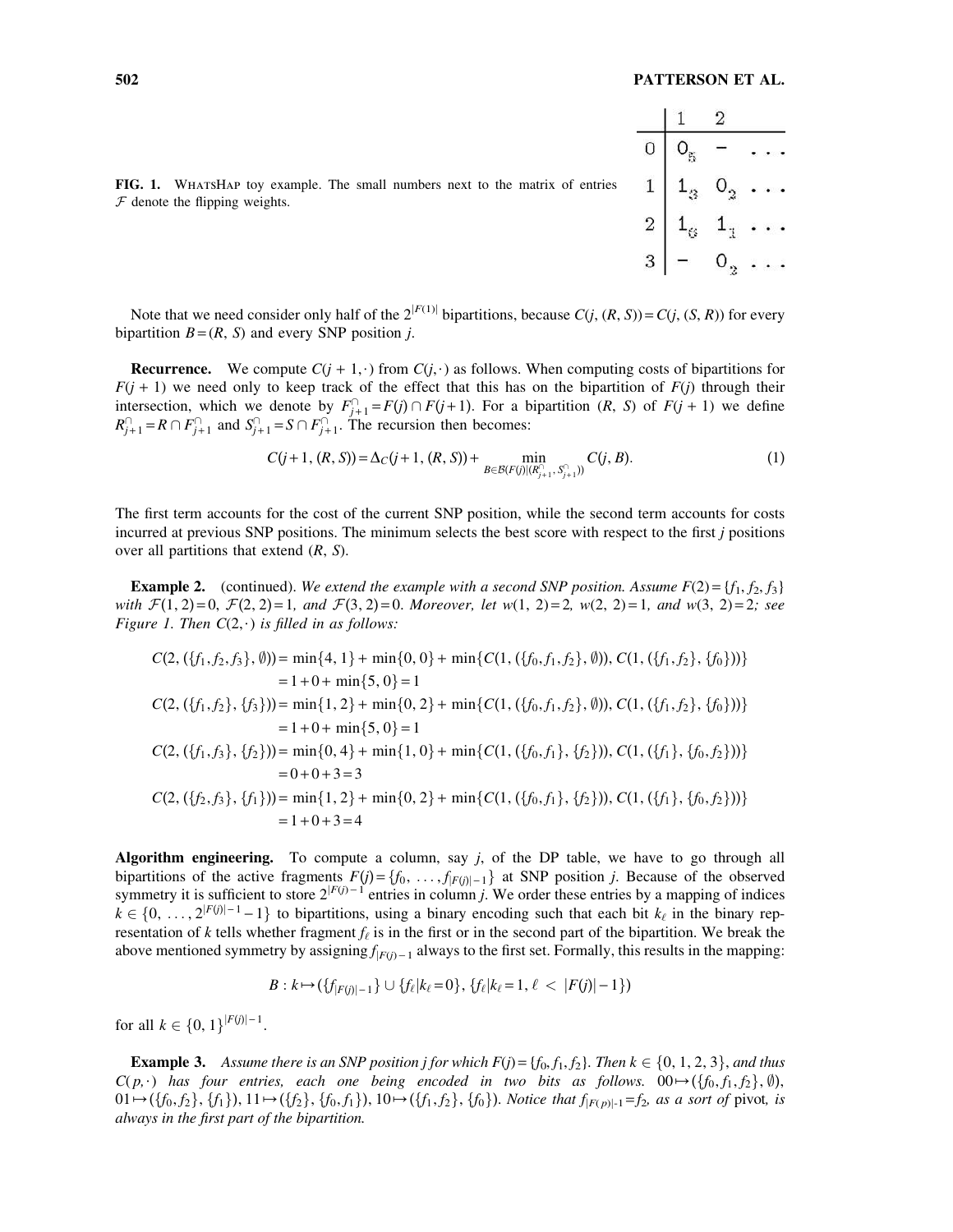**FIG. 1.** WhatsHap toy example. The small numbers next to the matrix of entries $\mathcal{F}$ denote the flipping weights.

|   | 1 | 2 |   |
|---|---|---|---|
| 0 | $0_5$ | – | ... |
| 1 | $1_3$ | $0_2$ | ... |
| 2 | $1_6$ | $1_1$ | ... |
| 3 | – | $0_2$ | ... |

Note that we need consider only half of the $2^{|F(1)|}$ bipartitions, because $C(j, (R, S)) = C(j, (S, R))$ for every bipartition $B = (R, S)$ and every SNP position $j$.

**Recurrence.** We compute $C(j+1, \cdot)$ from $C(j, \cdot)$ as follows. When computing costs of bipartitions for $F(j+1)$ we need only to keep track of the effect that this has on the bipartition of $F(j)$ through their intersection, which we denote by $F^{\cap}_{j+1} = F(j) \cap F(j+1)$. For a bipartition $(R, S)$ of $F(j+1)$ we define $R^{\cap}_{j+1} = R \cap F^{\cap}_{j+1}$ and $S^{\cap}_{j+1} = S \cap F^{\cap}_{j+1}$. The recursion then becomes:

$$C(j+1, (R, S)) = \Delta_C(j+1, (R, S)) + \min_{B \in \mathcal{B}(F(j)|(R^{\cap}_{j+1}, S^{\cap}_{j+1}))} C(j, B). \tag{1}$$

The first term accounts for the cost of the current SNP position, while the second term accounts for costs incurred at previous SNP positions. The minimum selects the best score with respect to the first $j$ positions over all partitions that extend $(R, S)$.

**Example 2.** (continued). *We extend the example with a second SNP position. Assume $F(2) = \{f_1, f_2, f_3\}$ with $\mathcal{F}(1, 2) = 0$, $\mathcal{F}(2, 2) = 1$, and $\mathcal{F}(3, 2) = 0$. Moreover, let $w(1, 2) = 2$, $w(2, 2) = 1$, and $w(3, 2) = 2$; see Figure 1. Then $C(2, \cdot)$ is filled in as follows:*

$$\begin{aligned}
C(2, (\{f_1, f_2, f_3\}, \emptyset)) &= \min\{4, 1\} + \min\{0, 0\} + \min\{C(1, (\{f_0, f_1, f_2\}, \emptyset)), C(1, (\{f_1, f_2\}, \{f_0\}))\} \\
&= 1 + 0 + \min\{5, 0\} = 1 \\
C(2, (\{f_1, f_2\}, \{f_3\})) &= \min\{1, 2\} + \min\{0, 2\} + \min\{C(1, (\{f_0, f_1, f_2\}, \emptyset)), C(1, (\{f_1, f_2\}, \{f_0\}))\} \\
&= 1 + 0 + \min\{5, 0\} = 1 \\
C(2, (\{f_1, f_3\}, \{f_2\})) &= \min\{0, 4\} + \min\{1, 0\} + \min\{C(1, (\{f_0, f_1\}, \{f_2\})), C(1, (\{f_1\}, \{f_0, f_2\}))\} \\
&= 0 + 0 + 3 = 3 \\
C(2, (\{f_2, f_3\}, \{f_1\})) &= \min\{1, 2\} + \min\{0, 2\} + \min\{C(1, (\{f_0, f_1\}, \{f_2\})), C(1, (\{f_1\}, \{f_0, f_2\}))\} \\
&= 1 + 0 + 3 = 4
\end{aligned}$$

**Algorithm engineering.** To compute a column, say $j$, of the DP table, we have to go through all bipartitions of the active fragments $F(j) = \{f_0, \ldots, f_{|F(j)|-1}\}$ at SNP position $j$. Because of the observed symmetry it is sufficient to store $2^{|F(j)-1}$ entries in column $j$. We order these entries by a mapping of indices $k \in \{0, \ldots, 2^{|F(j)|-1} - 1\}$ to bipartitions, using a binary encoding such that each bit $k_\ell$ in the binary representation of $k$ tells whether fragment $f_\ell$ is in the first or in the second part of the bipartition. We break the above mentioned symmetry by assigning $f_{|F(j)-1}$ always to the first set. Formally, this results in the mapping:

$$B : k \mapsto (\{f_{|F(j)|-1}\} \cup \{f_\ell | k_\ell = 0\}, \{f_\ell | k_\ell = 1, \ell < |F(j)| - 1\})$$

for all $k \in \{0, 1\}^{|F(j)|-1}$.

**Example 3.** *Assume there is an SNP position $j$ for which $F(j) = \{f_0, f_1, f_2\}$. Then $k \in \{0, 1, 2, 3\}$, and thus $C(p, \cdot)$ has four entries, each one being encoded in two bits as follows. $00 \mapsto (\{f_0, f_1, f_2\}, \emptyset)$, $01 \mapsto (\{f_0, f_2\}, \{f_1\})$, $11 \mapsto (\{f_2\}, \{f_0, f_1\})$, $10 \mapsto (\{f_1, f_2\}, \{f_0\})$. Notice that $f_{|F(p)|-1} = f_2$, as a sort of* pivot*, is always in the first part of the bipartition.*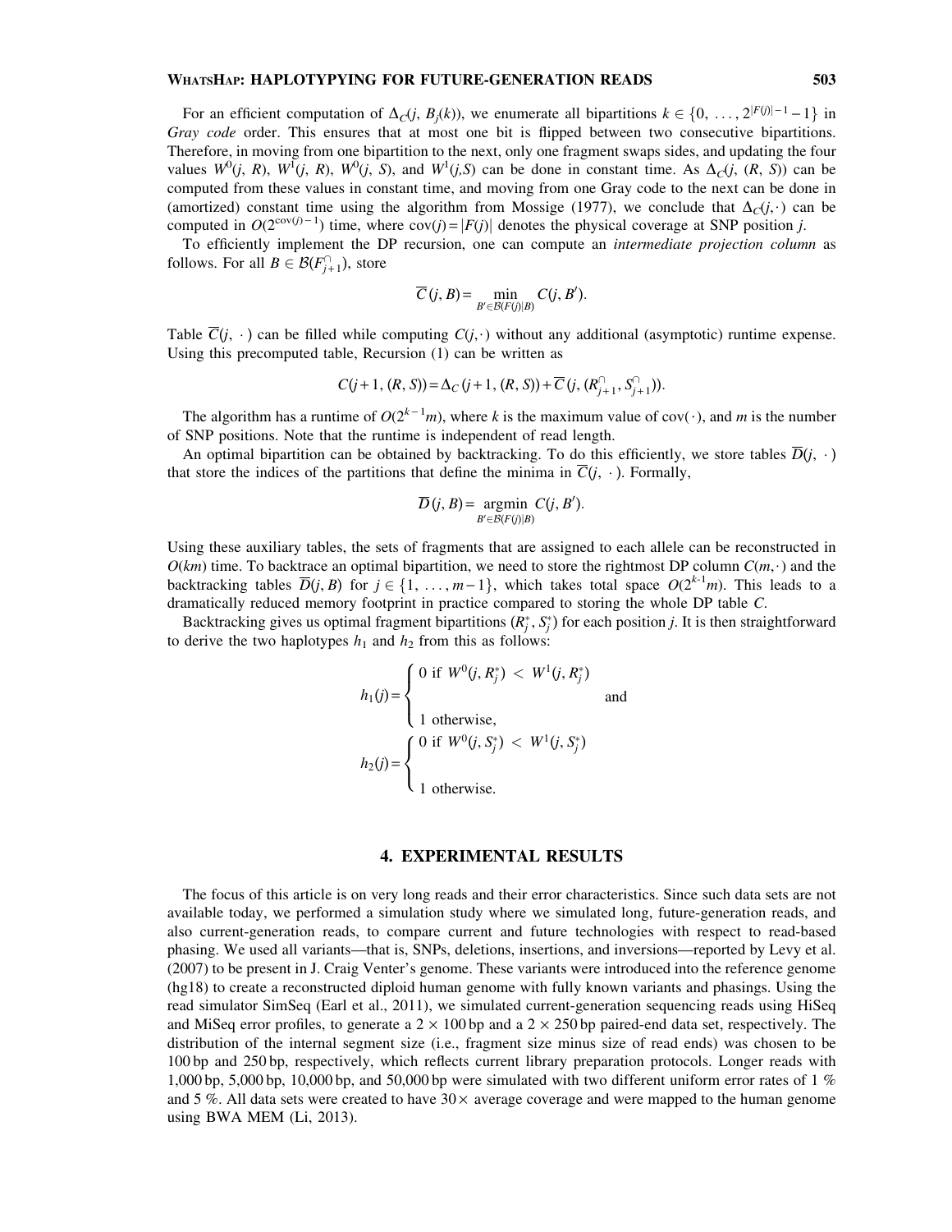For an efficient computation of $\Delta_C(j, B_j(k))$, we enumerate all bipartitions $k \in \{0, \ldots, 2^{|F(j)|-1} - 1\}$ in *Gray code* order. This ensures that at most one bit is flipped between two consecutive bipartitions. Therefore, in moving from one bipartition to the next, only one fragment swaps sides, and updating the four values $W^0(j, R)$, $W^1(j, R)$, $W^0(j, S)$, and $W^1(j,S)$ can be done in constant time. As $\Delta_C(j, (R, S))$ can be computed from these values in constant time, and moving from one Gray code to the next can be done in (amortized) constant time using the algorithm from Mossige (1977), we conclude that $\Delta_C(j, \cdot)$ can be computed in $O(2^{\text{cov}(j)-1})$ time, where $\text{cov}(j) = |F(j)|$ denotes the physical coverage at SNP position $j$.

To efficiently implement the DP recursion, one can compute an *intermediate projection column* as follows. For all $B \in \mathcal{B}(F^{\cap}_{j+1})$, store

$$\overline{C}(j, B) = \min_{B' \in \mathcal{B}(F(j)|B)} C(j, B').$$

Table $\overline{C}(j, \cdot)$ can be filled while computing $C(j, \cdot)$ without any additional (asymptotic) runtime expense. Using this precomputed table, Recursion (1) can be written as

$$C(j+1, (R, S)) = \Delta_C(j+1, (R, S)) + \overline{C}(j, (R^{\cap}_{j+1}, S^{\cap}_{j+1})).$$

The algorithm has a runtime of $O(2^{k-1}m)$, where $k$ is the maximum value of $\text{cov}(\cdot)$, and $m$ is the number of SNP positions. Note that the runtime is independent of read length.

An optimal bipartition can be obtained by backtracking. To do this efficiently, we store tables $\overline{D}(j, \cdot)$ that store the indices of the partitions that define the minima in $\overline{C}(j, \cdot)$. Formally,

$$\overline{D}(j, B) = \underset{B' \in \mathcal{B}(F(j)|B)}{\text{argmin}}\ C(j, B').$$

Using these auxiliary tables, the sets of fragments that are assigned to each allele can be reconstructed in $O(km)$ time. To backtrace an optimal bipartition, we need to store the rightmost DP column $C(m, \cdot)$ and the backtracking tables $\overline{D}(j, B)$ for $j \in \{1, \ldots, m-1\}$, which takes total space $O(2^{k-1}m)$. This leads to a dramatically reduced memory footprint in practice compared to storing the whole DP table $C$.

Backtracking gives us optimal fragment bipartitions $(R^*_j, S^*_j)$ for each position $j$. It is then straightforward to derive the two haplotypes $h_1$ and $h_2$ from this as follows:

$$h_1(j) = \begin{cases} 0 \text{ if } W^0(j, R^*_j) < W^1(j, R^*_j) \\ 1 \text{ otherwise,} \end{cases} \quad \text{and}$$

$$h_2(j) = \begin{cases} 0 \text{ if } W^0(j, S^*_j) < W^1(j, S^*_j) \\ 1 \text{ otherwise.} \end{cases}$$

## 4. EXPERIMENTAL RESULTS

The focus of this article is on very long reads and their error characteristics. Since such data sets are not available today, we performed a simulation study where we simulated long, future-generation reads, and also current-generation reads, to compare current and future technologies with respect to read-based phasing. We used all variants—that is, SNPs, deletions, insertions, and inversions—reported by Levy et al. (2007) to be present in J. Craig Venter's genome. These variants were introduced into the reference genome (hg18) to create a reconstructed diploid human genome with fully known variants and phasings. Using the read simulator SimSeq (Earl et al., 2011), we simulated current-generation sequencing reads using HiSeq and MiSeq error profiles, to generate a $2 \times 100$ bp and a $2 \times 250$ bp paired-end data set, respectively. The distribution of the internal segment size (i.e., fragment size minus size of read ends) was chosen to be 100 bp and 250 bp, respectively, which reflects current library preparation protocols. Longer reads with 1,000 bp, 5,000 bp, 10,000 bp, and 50,000 bp were simulated with two different uniform error rates of 1 % and 5 %. All data sets were created to have $30\times$ average coverage and were mapped to the human genome using BWA MEM (Li, 2013).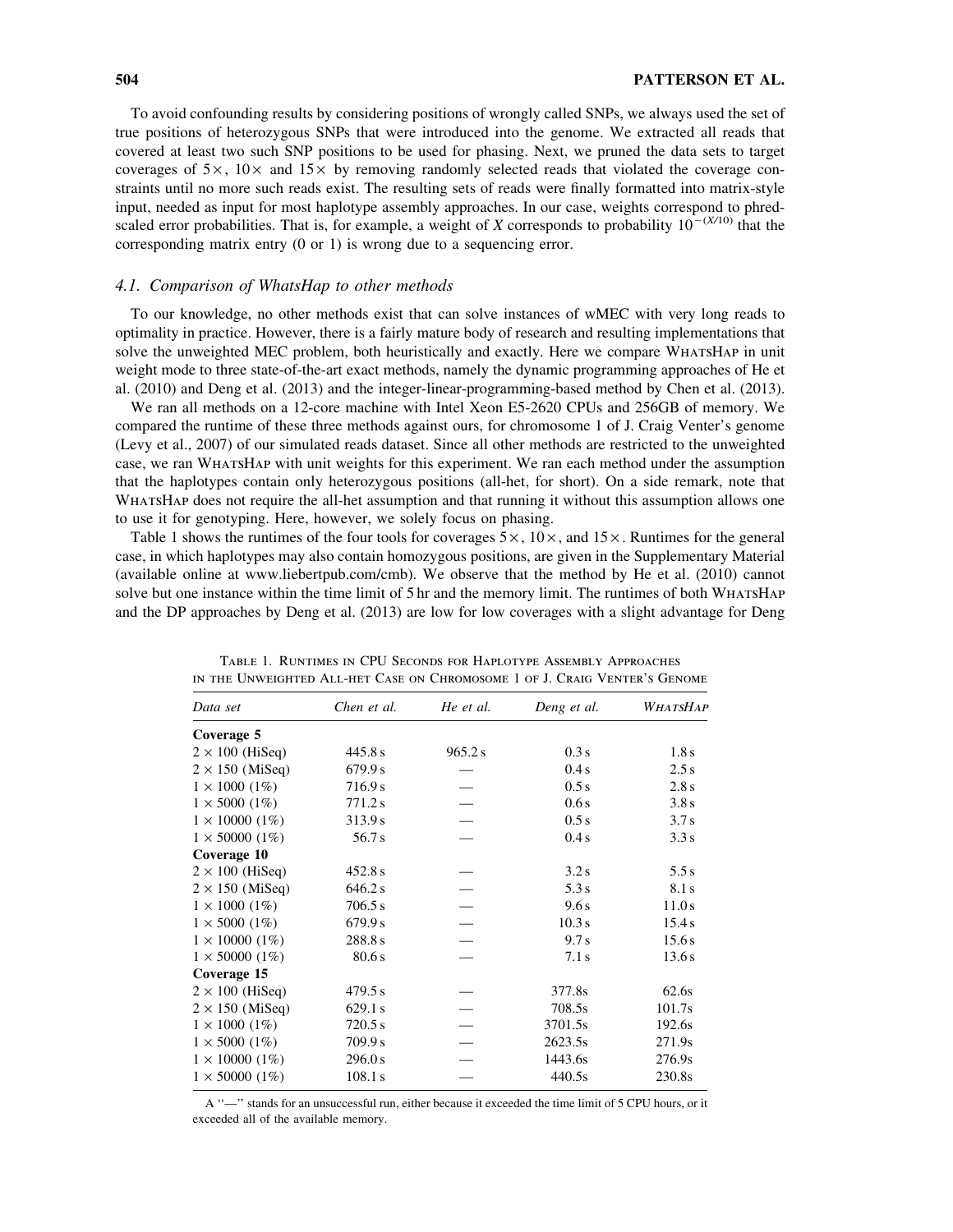To avoid confounding results by considering positions of wrongly called SNPs, we always used the set of true positions of heterozygous SNPs that were introduced into the genome. We extracted all reads that covered at least two such SNP positions to be used for phasing. Next, we pruned the data sets to target coverages of 5×, 10× and 15× by removing randomly selected reads that violated the coverage constraints until no more such reads exist. The resulting sets of reads were finally formatted into matrix-style input, needed as input for most haplotype assembly approaches. In our case, weights correspond to phred-scaled error probabilities. That is, for example, a weight of $X$ corresponds to probability $10^{-(X/10)}$ that the corresponding matrix entry (0 or 1) is wrong due to a sequencing error.

### 4.1. Comparison of WhatsHap to other methods

To our knowledge, no other methods exist that can solve instances of wMEC with very long reads to optimality in practice. However, there is a fairly mature body of research and resulting implementations that solve the unweighted MEC problem, both heuristically and exactly. Here we compare WhatsHap in unit weight mode to three state-of-the-art exact methods, namely the dynamic programming approaches of He et al. (2010) and Deng et al. (2013) and the integer-linear-programming-based method by Chen et al. (2013).

We ran all methods on a 12-core machine with Intel Xeon E5-2620 CPUs and 256GB of memory. We compared the runtime of these three methods against ours, for chromosome 1 of J. Craig Venter's genome (Levy et al., 2007) of our simulated reads dataset. Since all other methods are restricted to the unweighted case, we ran WhatsHap with unit weights for this experiment. We ran each method under the assumption that the haplotypes contain only heterozygous positions (all-het, for short). On a side remark, note that WhatsHap does not require the all-het assumption and that running it without this assumption allows one to use it for genotyping. Here, however, we solely focus on phasing.

Table 1 shows the runtimes of the four tools for coverages 5×, 10×, and 15×. Runtimes for the general case, in which haplotypes may also contain homozygous positions, are given in the Supplementary Material (available online at www.liebertpub.com/cmb). We observe that the method by He et al. (2010) cannot solve but one instance within the time limit of 5 hr and the memory limit. The runtimes of both WhatsHap and the DP approaches by Deng et al. (2013) are low for low coverages with a slight advantage for Deng

Table 1. Runtimes in CPU Seconds for Haplotype Assembly Approaches in the Unweighted All-het Case on Chromosome 1 of J. Craig Venter's Genome

| *Data set* | *Chen et al.* | *He et al.* | *Deng et al.* | *WhatsHap* |
|---|---|---|---|---|
| **Coverage 5** | | | | |
| 2 × 100 (HiSeq) | 445.8 s | 965.2 s | 0.3 s | 1.8 s |
| 2 × 150 (MiSeq) | 679.9 s | — | 0.4 s | 2.5 s |
| 1 × 1000 (1%) | 716.9 s | — | 0.5 s | 2.8 s |
| 1 × 5000 (1%) | 771.2 s | — | 0.6 s | 3.8 s |
| 1 × 10000 (1%) | 313.9 s | — | 0.5 s | 3.7 s |
| 1 × 50000 (1%) | 56.7 s | — | 0.4 s | 3.3 s |
| **Coverage 10** | | | | |
| 2 × 100 (HiSeq) | 452.8 s | — | 3.2 s | 5.5 s |
| 2 × 150 (MiSeq) | 646.2 s | — | 5.3 s | 8.1 s |
| 1 × 1000 (1%) | 706.5 s | — | 9.6 s | 11.0 s |
| 1 × 5000 (1%) | 679.9 s | — | 10.3 s | 15.4 s |
| 1 × 10000 (1%) | 288.8 s | — | 9.7 s | 15.6 s |
| 1 × 50000 (1%) | 80.6 s | — | 7.1 s | 13.6 s |
| **Coverage 15** | | | | |
| 2 × 100 (HiSeq) | 479.5 s | — | 377.8s | 62.6s |
| 2 × 150 (MiSeq) | 629.1 s | — | 708.5s | 101.7s |
| 1 × 1000 (1%) | 720.5 s | — | 3701.5s | 192.6s |
| 1 × 5000 (1%) | 709.9 s | — | 2623.5s | 271.9s |
| 1 × 10000 (1%) | 296.0 s | — | 1443.6s | 276.9s |
| 1 × 50000 (1%) | 108.1 s | — | 440.5s | 230.8s |

A "—" stands for an unsuccessful run, either because it exceeded the time limit of 5 CPU hours, or it exceeded all of the available memory.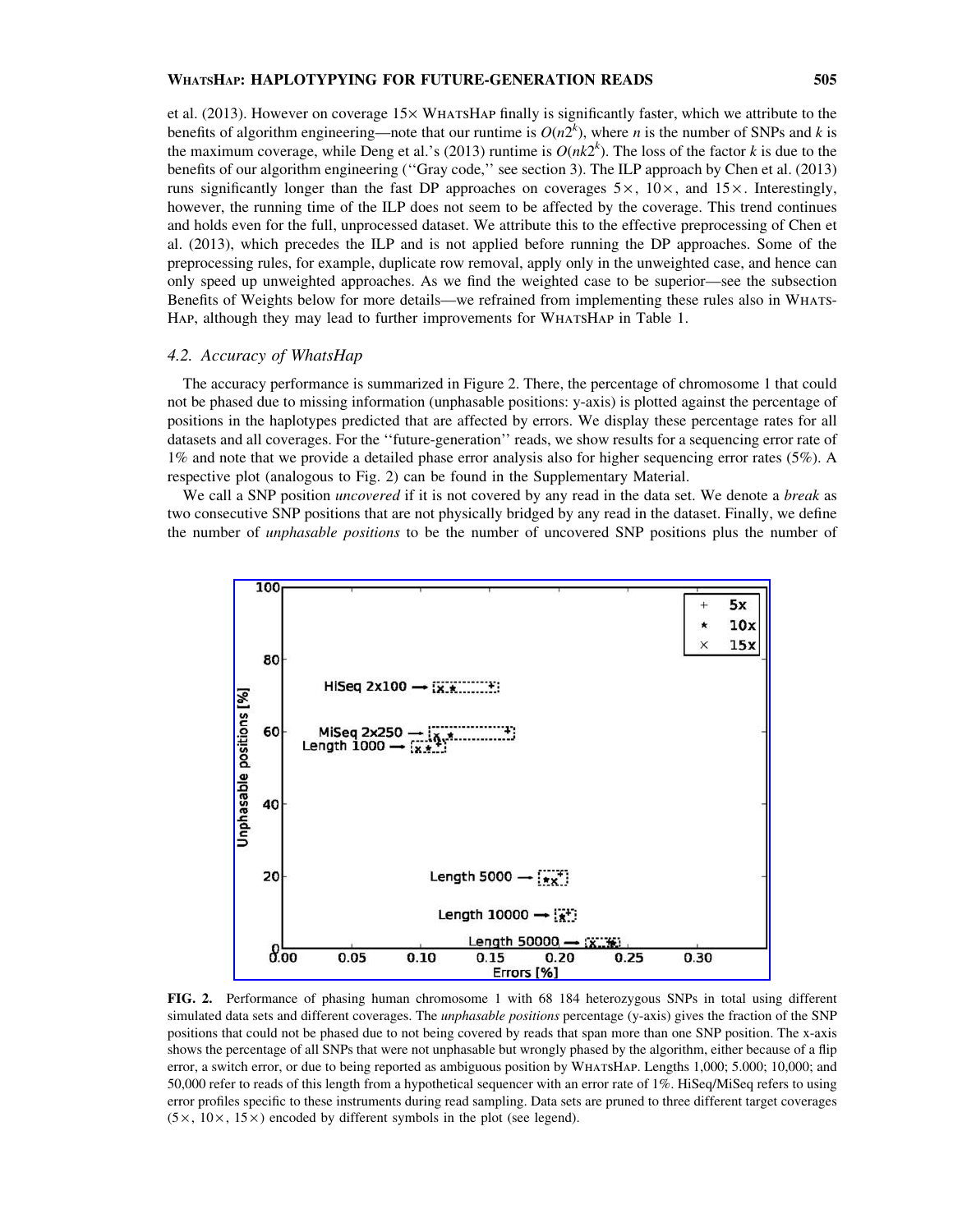et al. (2013). However on coverage 15× WhatsHap finally is significantly faster, which we attribute to the benefits of algorithm engineering—note that our runtime is $O(n2^k)$, where $n$ is the number of SNPs and $k$ is the maximum coverage, while Deng et al.'s (2013) runtime is $O(nk2^k)$. The loss of the factor $k$ is due to the benefits of our algorithm engineering (''Gray code,'' see section 3). The ILP approach by Chen et al. (2013) runs significantly longer than the fast DP approaches on coverages 5×, 10×, and 15×. Interestingly, however, the running time of the ILP does not seem to be affected by the coverage. This trend continues and holds even for the full, unprocessed dataset. We attribute this to the effective preprocessing of Chen et al. (2013), which precedes the ILP and is not applied before running the DP approaches. Some of the preprocessing rules, for example, duplicate row removal, apply only in the unweighted case, and hence can only speed up unweighted approaches. As we find the weighted case to be superior—see the subsection Benefits of Weights below for more details—we refrained from implementing these rules also in WhatsHap, although they may lead to further improvements for WhatsHap in Table 1.

### 4.2. Accuracy of WhatsHap

The accuracy performance is summarized in Figure 2. There, the percentage of chromosome 1 that could not be phased due to missing information (unphasable positions: y-axis) is plotted against the percentage of positions in the haplotypes predicted that are affected by errors. We display these percentage rates for all datasets and all coverages. For the ''future-generation'' reads, we show results for a sequencing error rate of 1% and note that we provide a detailed phase error analysis also for higher sequencing error rates (5%). A respective plot (analogous to Fig. 2) can be found in the Supplementary Material.

We call a SNP position *uncovered* if it is not covered by any read in the data set. We denote a *break* as two consecutive SNP positions that are not physically bridged by any read in the dataset. Finally, we define the number of *unphasable positions* to be the number of uncovered SNP positions plus the number of

**FIG. 2.** Performance of phasing human chromosome 1 with 68 184 heterozygous SNPs in total using different simulated data sets and different coverages. The *unphasable positions* percentage (y-axis) gives the fraction of the SNP positions that could not be phased due to not being covered by reads that span more than one SNP position. The x-axis shows the percentage of all SNPs that were not unphasable but wrongly phased by the algorithm, either because of a flip error, a switch error, or due to being reported as ambiguous position by WhatsHap. Lengths 1,000; 5.000; 10,000; and 50,000 refer to reads of this length from a hypothetical sequencer with an error rate of 1%. HiSeq/MiSeq refers to using error profiles specific to these instruments during read sampling. Data sets are pruned to three different target coverages (5×, 10×, 15×) encoded by different symbols in the plot (see legend).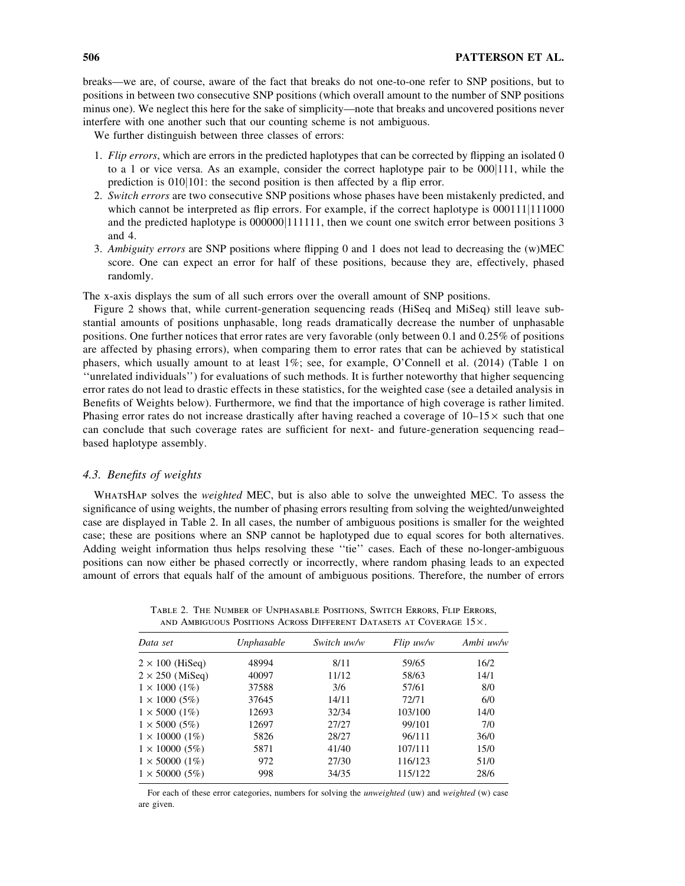breaks—we are, of course, aware of the fact that breaks do not one-to-one refer to SNP positions, but to positions in between two consecutive SNP positions (which overall amount to the number of SNP positions minus one). We neglect this here for the sake of simplicity—note that breaks and uncovered positions never interfere with one another such that our counting scheme is not ambiguous.

We further distinguish between three classes of errors:

1. *Flip errors*, which are errors in the predicted haplotypes that can be corrected by flipping an isolated 0 to a 1 or vice versa. As an example, consider the correct haplotype pair to be 000|111, while the prediction is 010|101: the second position is then affected by a flip error.
2. *Switch errors* are two consecutive SNP positions whose phases have been mistakenly predicted, and which cannot be interpreted as flip errors. For example, if the correct haplotype is 000111|111000 and the predicted haplotype is 000000|111111, then we count one switch error between positions 3 and 4.
3. *Ambiguity errors* are SNP positions where flipping 0 and 1 does not lead to decreasing the (w)MEC score. One can expect an error for half of these positions, because they are, effectively, phased randomly.

The x-axis displays the sum of all such errors over the overall amount of SNP positions.

Figure 2 shows that, while current-generation sequencing reads (HiSeq and MiSeq) still leave substantial amounts of positions unphasable, long reads dramatically decrease the number of unphasable positions. One further notices that error rates are very favorable (only between 0.1 and 0.25% of positions are affected by phasing errors), when comparing them to error rates that can be achieved by statistical phasers, which usually amount to at least 1%; see, for example, O'Connell et al. (2014) (Table 1 on ''unrelated individuals'') for evaluations of such methods. It is further noteworthy that higher sequencing error rates do not lead to drastic effects in these statistics, for the weighted case (see a detailed analysis in Benefits of Weights below). Furthermore, we find that the importance of high coverage is rather limited. Phasing error rates do not increase drastically after having reached a coverage of 10–15× such that one can conclude that such coverage rates are sufficient for next- and future-generation sequencing read–based haplotype assembly.

### 4.3. Benefits of weights

WhatsHap solves the *weighted* MEC, but is also able to solve the unweighted MEC. To assess the significance of using weights, the number of phasing errors resulting from solving the weighted/unweighted case are displayed in Table 2. In all cases, the number of ambiguous positions is smaller for the weighted case; these are positions where an SNP cannot be haplotyped due to equal scores for both alternatives. Adding weight information thus helps resolving these ''tie'' cases. Each of these no-longer-ambiguous positions can now either be phased correctly or incorrectly, where random phasing leads to an expected amount of errors that equals half of the amount of ambiguous positions. Therefore, the number of errors

Table 2. The Number of Unphasable Positions, Switch Errors, Flip Errors, and Ambiguous Positions Across Different Datasets at Coverage 15×.

| *Data set* | *Unphasable* | *Switch uw/w* | *Flip uw/w* | *Ambi uw/w* |
|---|---|---|---|---|
| 2 × 100 (HiSeq) | 48994 | 8/11 | 59/65 | 16/2 |
| 2 × 250 (MiSeq) | 40097 | 11/12 | 58/63 | 14/1 |
| 1 × 1000 (1%) | 37588 | 3/6 | 57/61 | 8/0 |
| 1 × 1000 (5%) | 37645 | 14/11 | 72/71 | 6/0 |
| 1 × 5000 (1%) | 12693 | 32/34 | 103/100 | 14/0 |
| 1 × 5000 (5%) | 12697 | 27/27 | 99/101 | 7/0 |
| 1 × 10000 (1%) | 5826 | 28/27 | 96/111 | 36/0 |
| 1 × 10000 (5%) | 5871 | 41/40 | 107/111 | 15/0 |
| 1 × 50000 (1%) | 972 | 27/30 | 116/123 | 51/0 |
| 1 × 50000 (5%) | 998 | 34/35 | 115/122 | 28/6 |

For each of these error categories, numbers for solving the *unweighted* (uw) and *weighted* (w) case are given.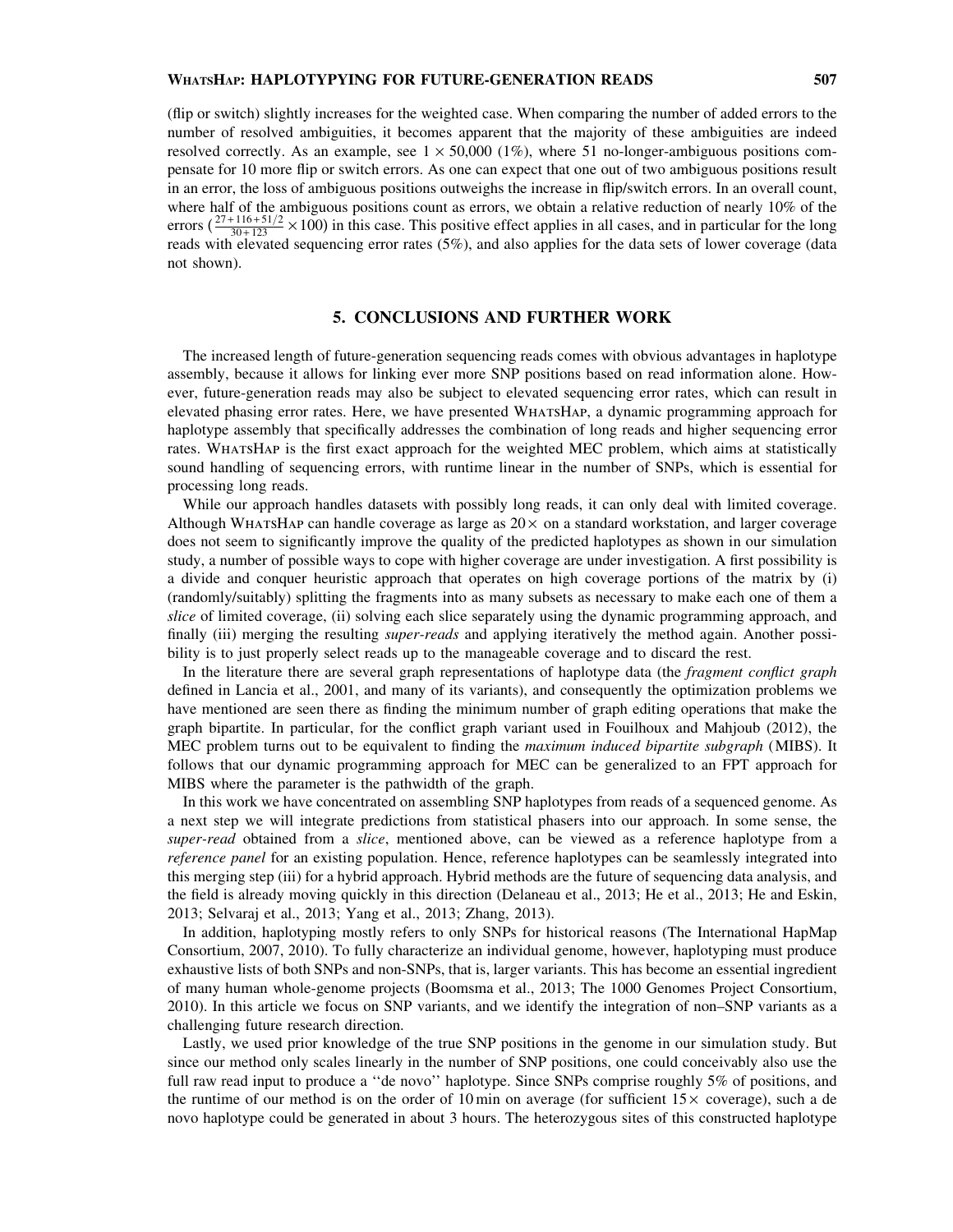(flip or switch) slightly increases for the weighted case. When comparing the number of added errors to the number of resolved ambiguities, it becomes apparent that the majority of these ambiguities are indeed resolved correctly. As an example, see $1 \times 50{,}000$ (1%), where 51 no-longer-ambiguous positions compensate for 10 more flip or switch errors. As one can expect that one out of two ambiguous positions result in an error, the loss of ambiguous positions outweighs the increase in flip/switch errors. In an overall count, where half of the ambiguous positions count as errors, we obtain a relative reduction of nearly 10% of the errors ($\frac{27+116+51/2}{30+123} \times 100$) in this case. This positive effect applies in all cases, and in particular for the long reads with elevated sequencing error rates (5%), and also applies for the data sets of lower coverage (data not shown).

## 5. CONCLUSIONS AND FURTHER WORK

The increased length of future-generation sequencing reads comes with obvious advantages in haplotype assembly, because it allows for linking ever more SNP positions based on read information alone. However, future-generation reads may also be subject to elevated sequencing error rates, which can result in elevated phasing error rates. Here, we have presented WhatsHap, a dynamic programming approach for haplotype assembly that specifically addresses the combination of long reads and higher sequencing error rates. WhatsHap is the first exact approach for the weighted MEC problem, which aims at statistically sound handling of sequencing errors, with runtime linear in the number of SNPs, which is essential for processing long reads.

While our approach handles datasets with possibly long reads, it can only deal with limited coverage. Although WhatsHap can handle coverage as large as $20\times$ on a standard workstation, and larger coverage does not seem to significantly improve the quality of the predicted haplotypes as shown in our simulation study, a number of possible ways to cope with higher coverage are under investigation. A first possibility is a divide and conquer heuristic approach that operates on high coverage portions of the matrix by (i) (randomly/suitably) splitting the fragments into as many subsets as necessary to make each one of them a *slice* of limited coverage, (ii) solving each slice separately using the dynamic programming approach, and finally (iii) merging the resulting *super-reads* and applying iteratively the method again. Another possibility is to just properly select reads up to the manageable coverage and to discard the rest.

In the literature there are several graph representations of haplotype data (the *fragment conflict graph* defined in Lancia et al., 2001, and many of its variants), and consequently the optimization problems we have mentioned are seen there as finding the minimum number of graph editing operations that make the graph bipartite. In particular, for the conflict graph variant used in Fouilhoux and Mahjoub (2012), the MEC problem turns out to be equivalent to finding the *maximum induced bipartite subgraph* (MIBS). It follows that our dynamic programming approach for MEC can be generalized to an FPT approach for MIBS where the parameter is the pathwidth of the graph.

In this work we have concentrated on assembling SNP haplotypes from reads of a sequenced genome. As a next step we will integrate predictions from statistical phasers into our approach. In some sense, the *super-read* obtained from a *slice*, mentioned above, can be viewed as a reference haplotype from a *reference panel* for an existing population. Hence, reference haplotypes can be seamlessly integrated into this merging step (iii) for a hybrid approach. Hybrid methods are the future of sequencing data analysis, and the field is already moving quickly in this direction (Delaneau et al., 2013; He et al., 2013; He and Eskin, 2013; Selvaraj et al., 2013; Yang et al., 2013; Zhang, 2013).

In addition, haplotyping mostly refers to only SNPs for historical reasons (The International HapMap Consortium, 2007, 2010). To fully characterize an individual genome, however, haplotyping must produce exhaustive lists of both SNPs and non-SNPs, that is, larger variants. This has become an essential ingredient of many human whole-genome projects (Boomsma et al., 2013; The 1000 Genomes Project Consortium, 2010). In this article we focus on SNP variants, and we identify the integration of non–SNP variants as a challenging future research direction.

Lastly, we used prior knowledge of the true SNP positions in the genome in our simulation study. But since our method only scales linearly in the number of SNP positions, one could conceivably also use the full raw read input to produce a ''de novo'' haplotype. Since SNPs comprise roughly 5% of positions, and the runtime of our method is on the order of 10 min on average (for sufficient $15\times$ coverage), such a de novo haplotype could be generated in about 3 hours. The heterozygous sites of this constructed haplotype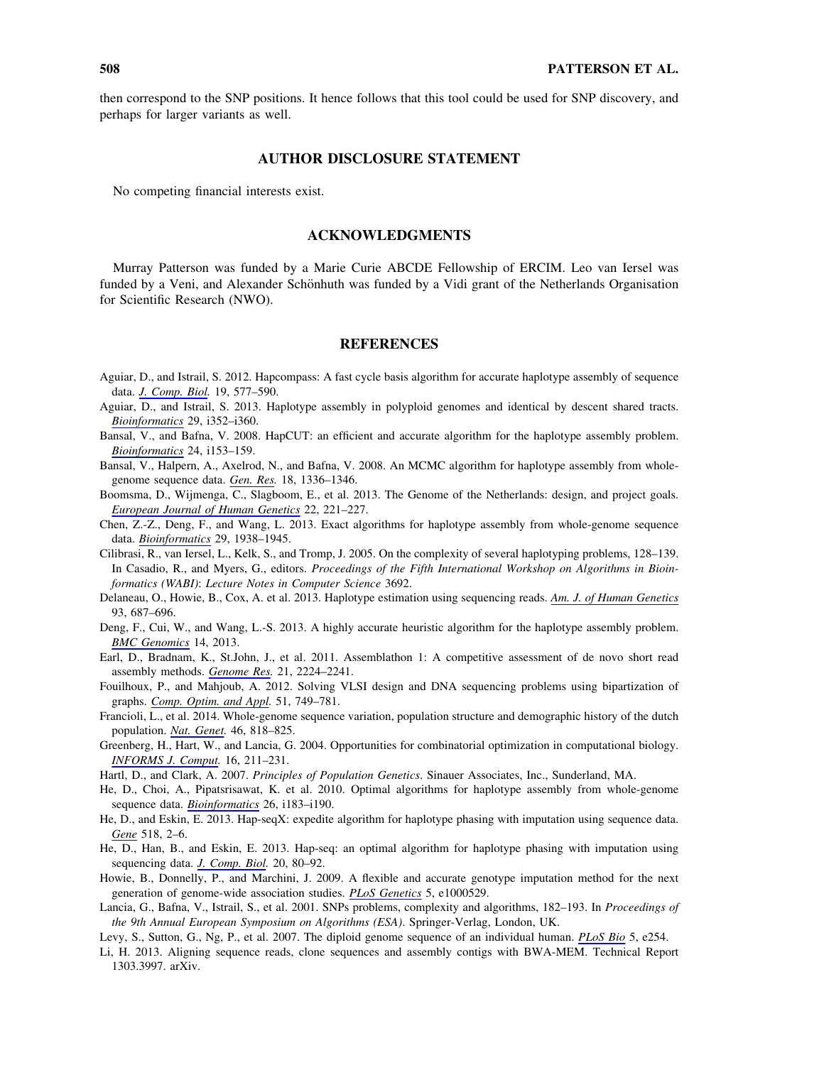then correspond to the SNP positions. It hence follows that this tool could be used for SNP discovery, and perhaps for larger variants as well.

## AUTHOR DISCLOSURE STATEMENT

No competing financial interests exist.

## ACKNOWLEDGMENTS

Murray Patterson was funded by a Marie Curie ABCDE Fellowship of ERCIM. Leo van Iersel was funded by a Veni, and Alexander Schönhuth was funded by a Vidi grant of the Netherlands Organisation for Scientific Research (NWO).

## REFERENCES

Aguiar, D., and Istrail, S. 2012. Hapcompass: A fast cycle basis algorithm for accurate haplotype assembly of sequence data. *J. Comp. Biol.* 19, 577–590.

Aguiar, D., and Istrail, S. 2013. Haplotype assembly in polyploid genomes and identical by descent shared tracts. *Bioinformatics* 29, i352–i360.

Bansal, V., and Bafna, V. 2008. HapCUT: an efficient and accurate algorithm for the haplotype assembly problem. *Bioinformatics* 24, i153–159.

Bansal, V., Halpern, A., Axelrod, N., and Bafna, V. 2008. An MCMC algorithm for haplotype assembly from whole-genome sequence data. *Gen. Res.* 18, 1336–1346.

Boomsma, D., Wijmenga, C., Slagboom, E., et al. 2013. The Genome of the Netherlands: design, and project goals. *European Journal of Human Genetics* 22, 221–227.

Chen, Z.-Z., Deng, F., and Wang, L. 2013. Exact algorithms for haplotype assembly from whole-genome sequence data. *Bioinformatics* 29, 1938–1945.

Cilibrasi, R., van Iersel, L., Kelk, S., and Tromp, J. 2005. On the complexity of several haplotyping problems, 128–139. In Casadio, R., and Myers, G., editors. *Proceedings of the Fifth International Workshop on Algorithms in Bioinformatics (WABI)*: *Lecture Notes in Computer Science* 3692.

Delaneau, O., Howie, B., Cox, A. et al. 2013. Haplotype estimation using sequencing reads. *Am. J. of Human Genetics* 93, 687–696.

Deng, F., Cui, W., and Wang, L.-S. 2013. A highly accurate heuristic algorithm for the haplotype assembly problem. *BMC Genomics* 14, 2013.

Earl, D., Bradnam, K., St.John, J., et al. 2011. Assemblathon 1: A competitive assessment of de novo short read assembly methods. *Genome Res.* 21, 2224–2241.

Fouilhoux, P., and Mahjoub, A. 2012. Solving VLSI design and DNA sequencing problems using bipartization of graphs. *Comp. Optim. and Appl.* 51, 749–781.

Francioli, L., et al. 2014. Whole-genome sequence variation, population structure and demographic history of the dutch population. *Nat. Genet.* 46, 818–825.

Greenberg, H., Hart, W., and Lancia, G. 2004. Opportunities for combinatorial optimization in computational biology. *INFORMS J. Comput.* 16, 211–231.

Hartl, D., and Clark, A. 2007. *Principles of Population Genetics*. Sinauer Associates, Inc., Sunderland, MA.

He, D., Choi, A., Pipatsrisawat, K. et al. 2010. Optimal algorithms for haplotype assembly from whole-genome sequence data. *Bioinformatics* 26, i183–i190.

He, D., and Eskin, E. 2013. Hap-seqX: expedite algorithm for haplotype phasing with imputation using sequence data. *Gene* 518, 2–6.

He, D., Han, B., and Eskin, E. 2013. Hap-seq: an optimal algorithm for haplotype phasing with imputation using sequencing data. *J. Comp. Biol.* 20, 80–92.

Howie, B., Donnelly, P., and Marchini, J. 2009. A flexible and accurate genotype imputation method for the next generation of genome-wide association studies. *PLoS Genetics* 5, e1000529.

Lancia, G., Bafna, V., Istrail, S., et al. 2001. SNPs problems, complexity and algorithms, 182–193. In *Proceedings of the 9th Annual European Symposium on Algorithms (ESA)*. Springer-Verlag, London, UK.

Levy, S., Sutton, G., Ng, P., et al. 2007. The diploid genome sequence of an individual human. *PLoS Bio* 5, e254.

Li, H. 2013. Aligning sequence reads, clone sequences and assembly contigs with BWA-MEM. Technical Report 1303.3997. arXiv.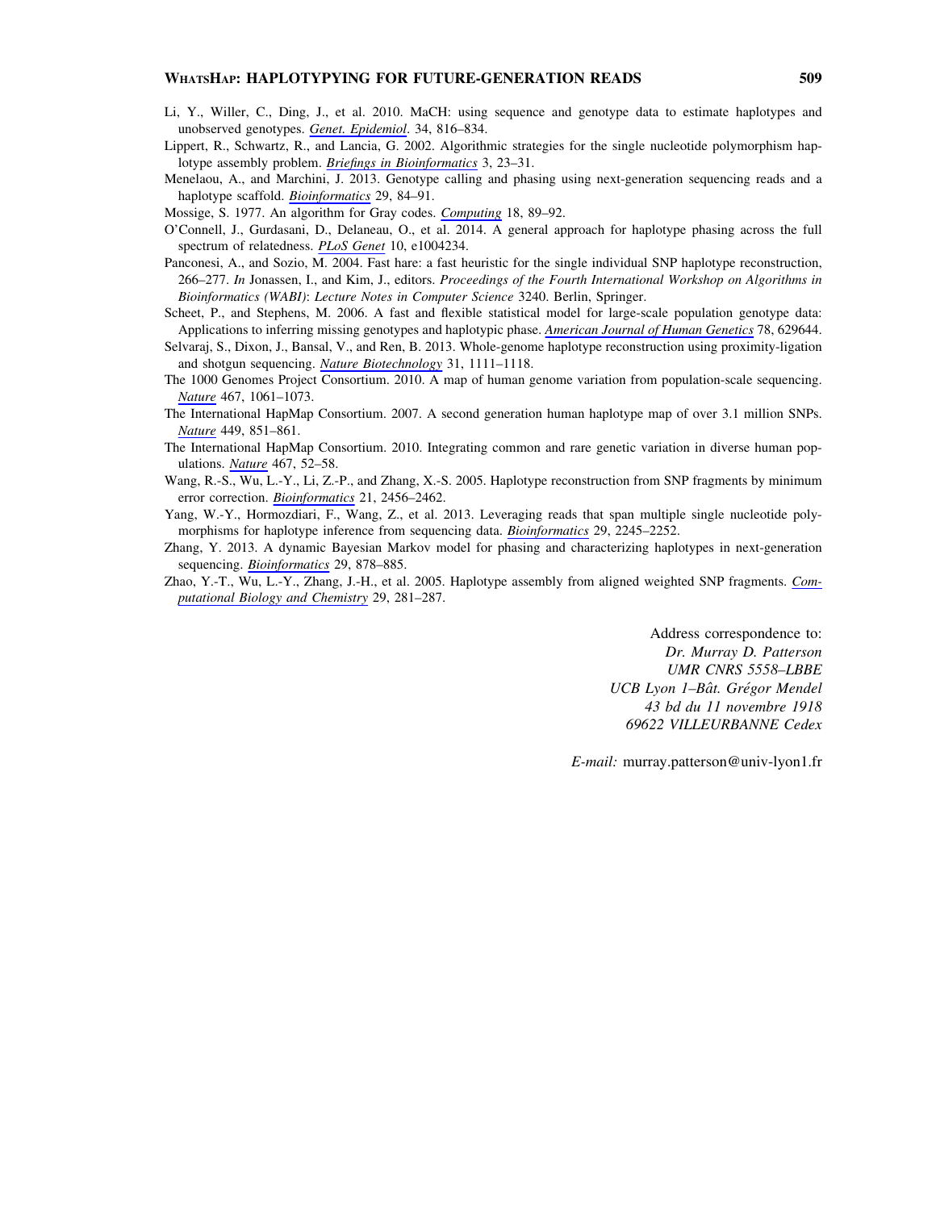Li, Y., Willer, C., Ding, J., et al. 2010. MaCH: using sequence and genotype data to estimate haplotypes and unobserved genotypes. *Genet. Epidemiol*. 34, 816–834.

Lippert, R., Schwartz, R., and Lancia, G. 2002. Algorithmic strategies for the single nucleotide polymorphism haplotype assembly problem. *Briefings in Bioinformatics* 3, 23–31.

Menelaou, A., and Marchini, J. 2013. Genotype calling and phasing using next-generation sequencing reads and a haplotype scaffold. *Bioinformatics* 29, 84–91.

Mossige, S. 1977. An algorithm for Gray codes. *Computing* 18, 89–92.

O'Connell, J., Gurdasani, D., Delaneau, O., et al. 2014. A general approach for haplotype phasing across the full spectrum of relatedness. *PLoS Genet* 10, e1004234.

Panconesi, A., and Sozio, M. 2004. Fast hare: a fast heuristic for the single individual SNP haplotype reconstruction, 266–277. *In* Jonassen, I., and Kim, J., editors. *Proceedings of the Fourth International Workshop on Algorithms in Bioinformatics (WABI)*: *Lecture Notes in Computer Science* 3240. Berlin, Springer.

Scheet, P., and Stephens, M. 2006. A fast and flexible statistical model for large-scale population genotype data: Applications to inferring missing genotypes and haplotypic phase. *American Journal of Human Genetics* 78, 629644.

Selvaraj, S., Dixon, J., Bansal, V., and Ren, B. 2013. Whole-genome haplotype reconstruction using proximity-ligation and shotgun sequencing. *Nature Biotechnology* 31, 1111–1118.

The 1000 Genomes Project Consortium. 2010. A map of human genome variation from population-scale sequencing. *Nature* 467, 1061–1073.

The International HapMap Consortium. 2007. A second generation human haplotype map of over 3.1 million SNPs. *Nature* 449, 851–861.

The International HapMap Consortium. 2010. Integrating common and rare genetic variation in diverse human populations. *Nature* 467, 52–58.

Wang, R.-S., Wu, L.-Y., Li, Z.-P., and Zhang, X.-S. 2005. Haplotype reconstruction from SNP fragments by minimum error correction. *Bioinformatics* 21, 2456–2462.

Yang, W.-Y., Hormozdiari, F., Wang, Z., et al. 2013. Leveraging reads that span multiple single nucleotide polymorphisms for haplotype inference from sequencing data. *Bioinformatics* 29, 2245–2252.

Zhang, Y. 2013. A dynamic Bayesian Markov model for phasing and characterizing haplotypes in next-generation sequencing. *Bioinformatics* 29, 878–885.

Zhao, Y.-T., Wu, L.-Y., Zhang, J.-H., et al. 2005. Haplotype assembly from aligned weighted SNP fragments. *Computational Biology and Chemistry* 29, 281–287.

Address correspondence to:
*Dr. Murray D. Patterson*
*UMR CNRS 5558–LBBE*
*UCB Lyon 1–Bât. Grégor Mendel*
*43 bd du 11 novembre 1918*
*69622 VILLEURBANNE Cedex*

*E-mail:* murray.patterson@univ-lyon1.fr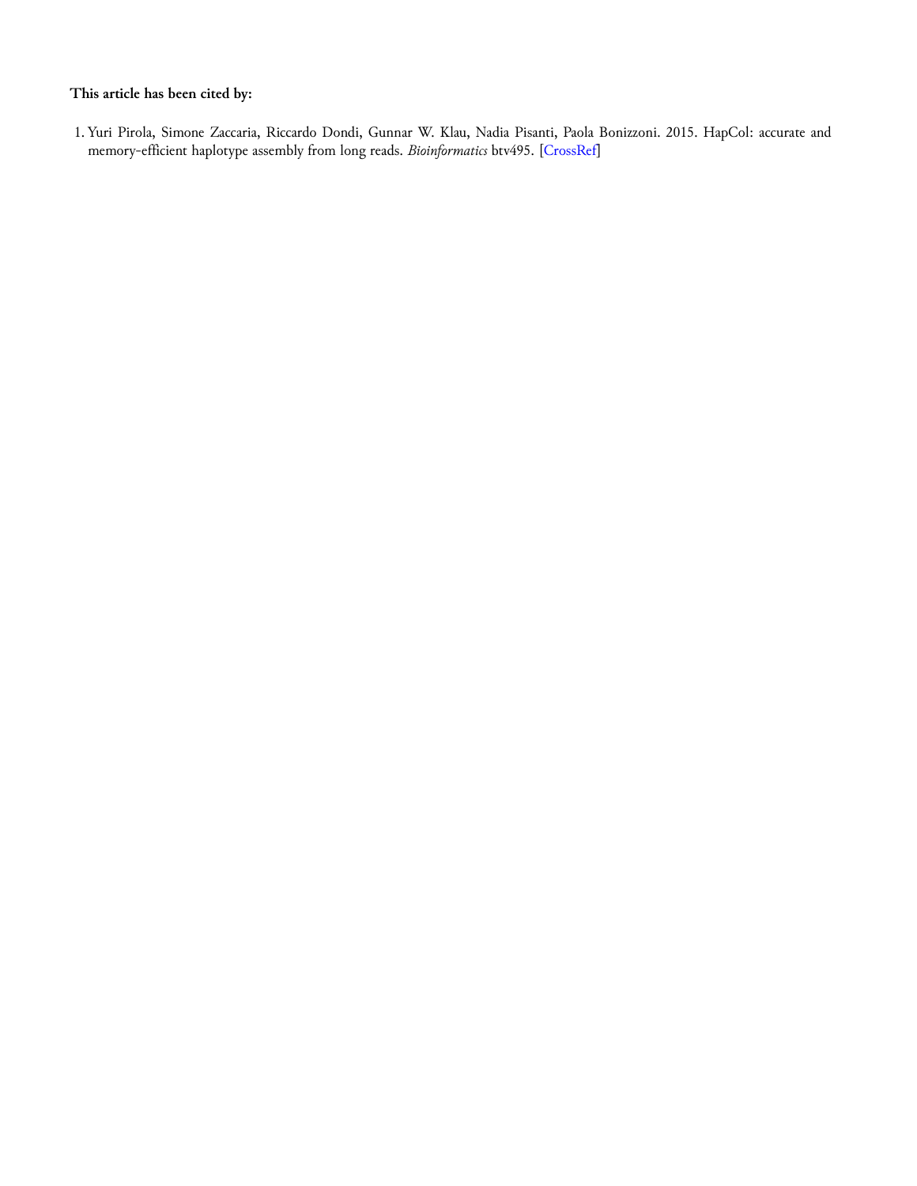**This article has been cited by:**

1. Yuri Pirola, Simone Zaccaria, Riccardo Dondi, Gunnar W. Klau, Nadia Pisanti, Paola Bonizzoni. 2015. HapCol: accurate and memory-efficient haplotype assembly from long reads. *Bioinformatics* btv495. [CrossRef]